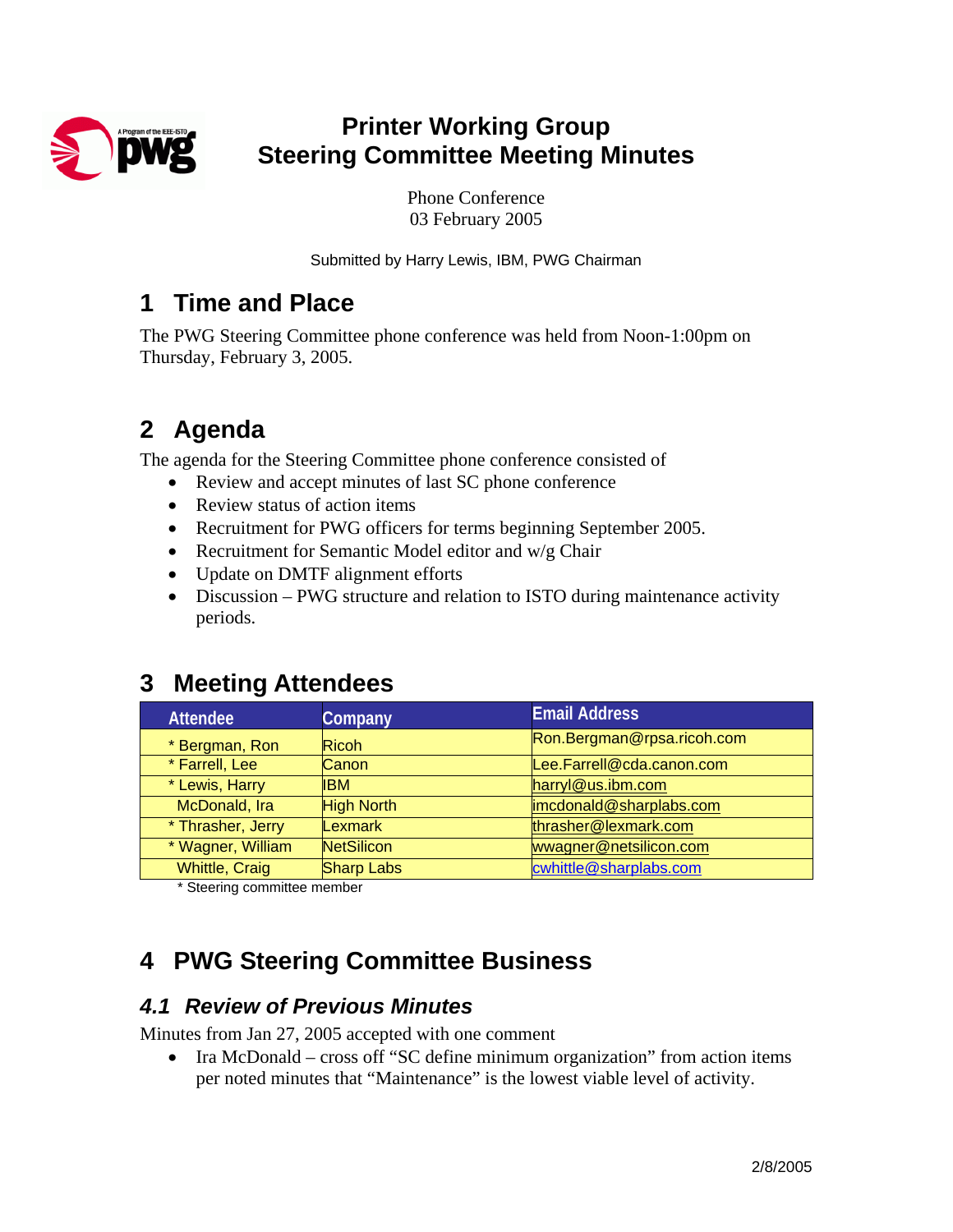# Printer Working Group
# Steering Committee Meeting Minutes

Phone Conference
03 February 2005

Submitted by Harry Lewis, IBM, PWG Chairman

## 1 Time and Place

The PWG Steering Committee phone conference was held from Noon-1:00pm on Thursday, February 3, 2005.

## 2 Agenda

The agenda for the Steering Committee phone conference consisted of

- Review and accept minutes of last SC phone conference
- Review status of action items
- Recruitment for PWG officers for terms beginning September 2005.
- Recruitment for Semantic Model editor and w/g Chair
- Update on DMTF alignment efforts
- Discussion – PWG structure and relation to ISTO during maintenance activity periods.

## 3 Meeting Attendees

| Attendee | Company | Email Address |
|---|---|---|
| * Bergman, Ron | Ricoh | Ron.Bergman@rpsa.ricoh.com |
| * Farrell, Lee | Canon | Lee.Farrell@cda.canon.com |
| * Lewis, Harry | IBM | harryl@us.ibm.com |
| McDonald, Ira | High North | imcdonald@sharplabs.com |
| * Thrasher, Jerry | Lexmark | thrasher@lexmark.com |
| * Wagner, William | NetSilicon | wwagner@netsilicon.com |
| Whittle, Craig | Sharp Labs | cwhittle@sharplabs.com |

* Steering committee member

## 4 PWG Steering Committee Business

### 4.1 Review of Previous Minutes

Minutes from Jan 27, 2005 accepted with one comment

- Ira McDonald – cross off "SC define minimum organization" from action items per noted minutes that "Maintenance" is the lowest viable level of activity.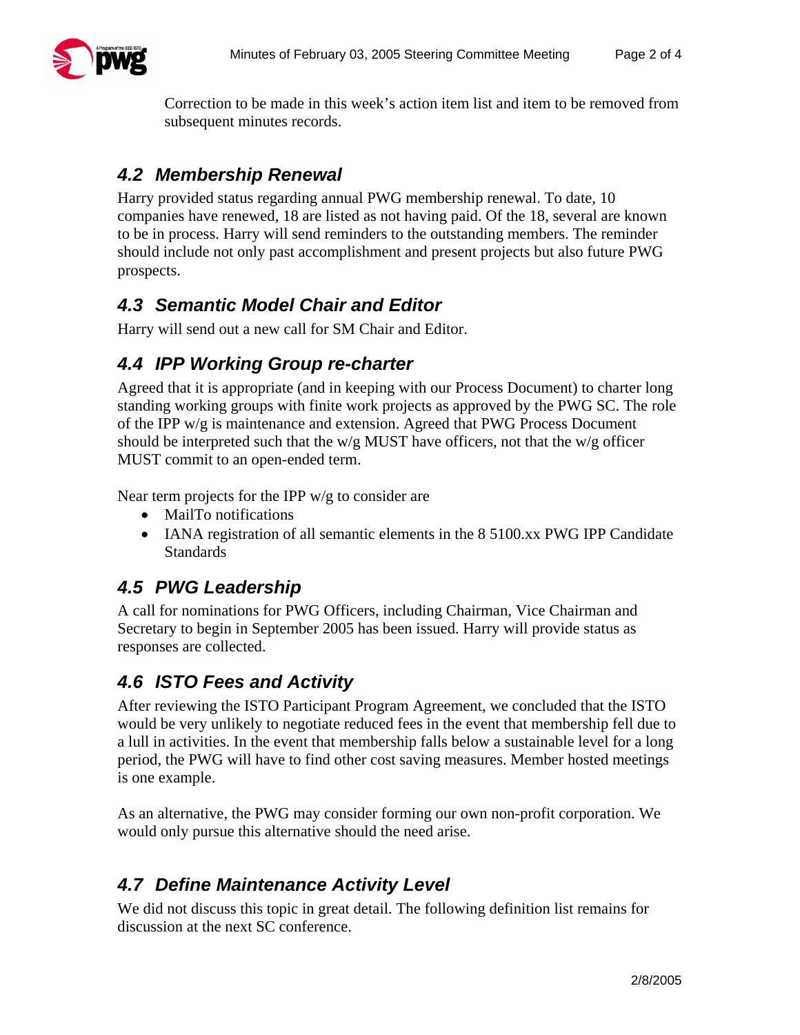Correction to be made in this week's action item list and item to be removed from subsequent minutes records.

## 4.2 Membership Renewal

Harry provided status regarding annual PWG membership renewal. To date, 10 companies have renewed, 18 are listed as not having paid. Of the 18, several are known to be in process. Harry will send reminders to the outstanding members. The reminder should include not only past accomplishment and present projects but also future PWG prospects.

## 4.3 Semantic Model Chair and Editor

Harry will send out a new call for SM Chair and Editor.

## 4.4 IPP Working Group re-charter

Agreed that it is appropriate (and in keeping with our Process Document) to charter long standing working groups with finite work projects as approved by the PWG SC. The role of the IPP w/g is maintenance and extension. Agreed that PWG Process Document should be interpreted such that the w/g MUST have officers, not that the w/g officer MUST commit to an open-ended term.

Near term projects for the IPP w/g to consider are

- MailTo notifications
- IANA registration of all semantic elements in the 8 5100.xx PWG IPP Candidate Standards

## 4.5 PWG Leadership

A call for nominations for PWG Officers, including Chairman, Vice Chairman and Secretary to begin in September 2005 has been issued. Harry will provide status as responses are collected.

## 4.6 ISTO Fees and Activity

After reviewing the ISTO Participant Program Agreement, we concluded that the ISTO would be very unlikely to negotiate reduced fees in the event that membership fell due to a lull in activities. In the event that membership falls below a sustainable level for a long period, the PWG will have to find other cost saving measures. Member hosted meetings is one example.

As an alternative, the PWG may consider forming our own non-profit corporation. We would only pursue this alternative should the need arise.

## 4.7 Define Maintenance Activity Level

We did not discuss this topic in great detail. The following definition list remains for discussion at the next SC conference.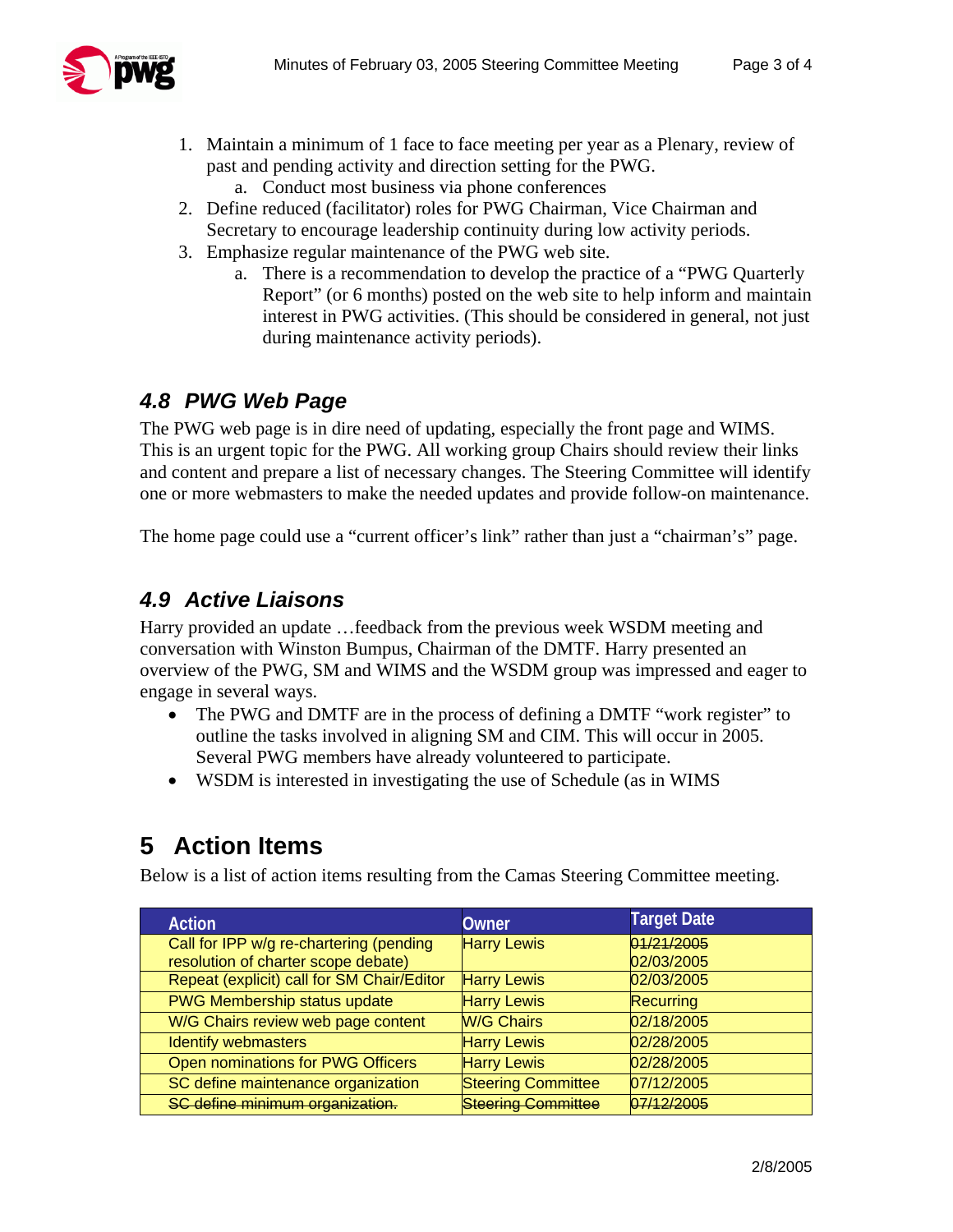1. Maintain a minimum of 1 face to face meeting per year as a Plenary, review of past and pending activity and direction setting for the PWG.
   a. Conduct most business via phone conferences
2. Define reduced (facilitator) roles for PWG Chairman, Vice Chairman and Secretary to encourage leadership continuity during low activity periods.
3. Emphasize regular maintenance of the PWG web site.
   a. There is a recommendation to develop the practice of a "PWG Quarterly Report" (or 6 months) posted on the web site to help inform and maintain interest in PWG activities. (This should be considered in general, not just during maintenance activity periods).

### 4.8 PWG Web Page

The PWG web page is in dire need of updating, especially the front page and WIMS. This is an urgent topic for the PWG. All working group Chairs should review their links and content and prepare a list of necessary changes. The Steering Committee will identify one or more webmasters to make the needed updates and provide follow-on maintenance.

The home page could use a "current officer's link" rather than just a "chairman's" page.

### 4.9 Active Liaisons

Harry provided an update …feedback from the previous week WSDM meeting and conversation with Winston Bumpus, Chairman of the DMTF. Harry presented an overview of the PWG, SM and WIMS and the WSDM group was impressed and eager to engage in several ways.

- The PWG and DMTF are in the process of defining a DMTF "work register" to outline the tasks involved in aligning SM and CIM. This will occur in 2005. Several PWG members have already volunteered to participate.
- WSDM is interested in investigating the use of Schedule (as in WIMS

## 5 Action Items

Below is a list of action items resulting from the Camas Steering Committee meeting.

| Action | Owner | Target Date |
|---|---|---|
| Call for IPP w/g re-chartering (pending resolution of charter scope debate) | Harry Lewis | ~~01/21/2005~~ 02/03/2005 |
| Repeat (explicit) call for SM Chair/Editor | Harry Lewis | 02/03/2005 |
| PWG Membership status update | Harry Lewis | Recurring |
| W/G Chairs review web page content | W/G Chairs | 02/18/2005 |
| Identify webmasters | Harry Lewis | 02/28/2005 |
| Open nominations for PWG Officers | Harry Lewis | 02/28/2005 |
| SC define maintenance organization | Steering Committee | 07/12/2005 |
| ~~SC define minimum organization.~~ | ~~Steering Committee~~ | ~~07/12/2005~~ |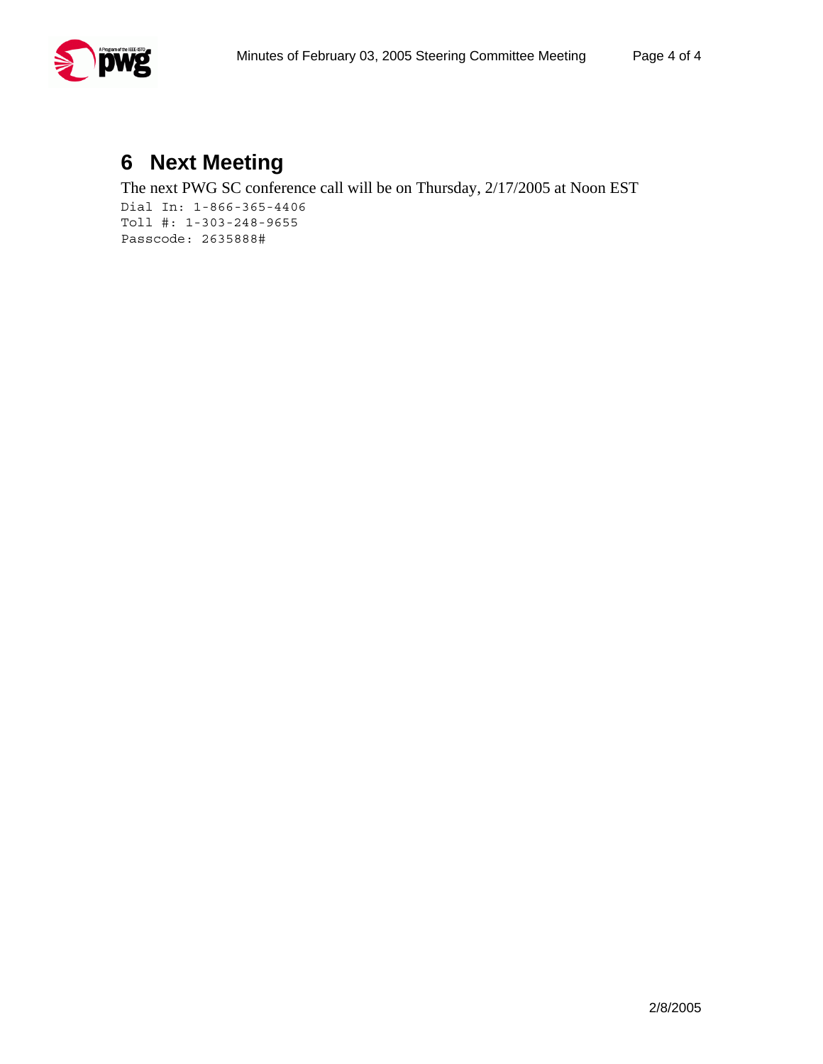## 6 Next Meeting

The next PWG SC conference call will be on Thursday, 2/17/2005 at Noon EST

```
Dial In: 1-866-365-4406
Toll #: 1-303-248-9655
Passcode: 2635888#
```